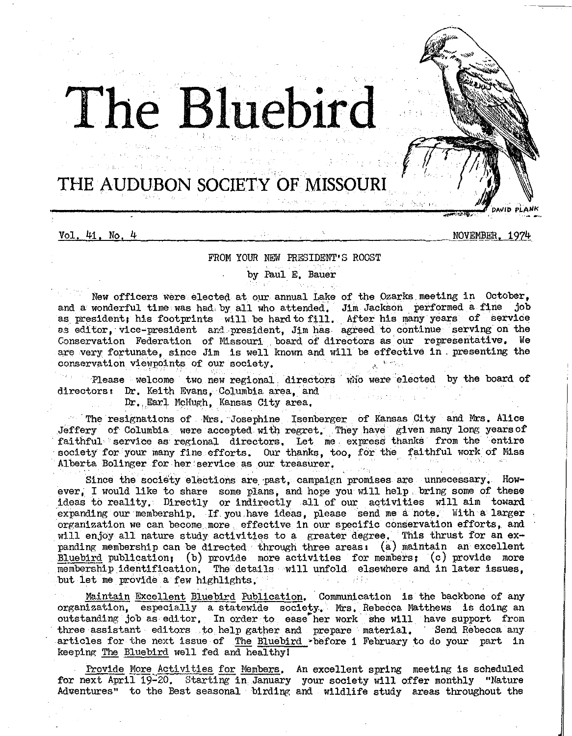# The Bluebird

## THE AUDUBON SOCIETY OF MISSOURI

DAVID PLANK

Vol. 41, No. 4 NOVEMBER, 1974

### FROM YOUR NEW PRESIDENT'S ROOST

by Paul E. Bauer

New officers were elected at our annual Lake of the Ozarks meeting in October, and a wonderful time was had by all who attended. Jim Jackson performed a fine job as president; his footprints will be hard to fill. After his many years of service as editor, vice-president and president, Jim has agreed to continue serving on the Conservation Federation of Missouri board of directors as our representative. We are very fortunate, since Jim is well known and will be effective in presenting the conservation viewpoints of our society.

Please welcome two new regional directors who were elected by the board of directors: Dr. Keith Evans, Columbia area, and Dr. Earl McHugh, Kansas City area.

The resignations of Mrs. Josephine Isenberger of Kansas City and Mrs. Alice Jeffery of Columbia were accepted with regret. They have given many long years of faithful service as regional directors. Let me express thanks from the entire society for your many fine efforts. Our thanks, too, for the faithful work of Miss Alberta Bolinger for her service as our treasurer.

Since the society elections are past, campaign promises are unnecessary. However, I would like to share some plans, and hope you will help bring some of these ideas to reality. Directly or indirectly all of our activities will aim toward expanding our membership. If you have ideas, please send me a note. With a larger organization we can become more effective in our specific conservation efforts, and will enjoy all nature study activities to a greater degree. This thrust for an expanding membership can be directed through three areas: (a) maintain an excellent Bluebird publication; (b) provide more activities for members; (c) provide more membership identification. The details will unfold elsewhere and in later issues, but let me provide a few highlights.

Maintain Excellent Bluebird Publication. Communication is the backbone of any organization, especially a statewide society. Mrs. Rebecca Matthews is doing an outstanding job as editor. In order to ease her work she will have support from three assistant editors to help gather and prepare material. Send Rebecca any articles for the next issue of *The Bluebird* before 1 February to do your part in keeping *The Bluebird* well fed and healthy!

Provide More Activities for Members. An excellent spring meeting is scheduled for next April 19-20. Starting in January your society will offer monthly "Nature Adventures" to the Best seasonal birding and wildlife study areas throughout the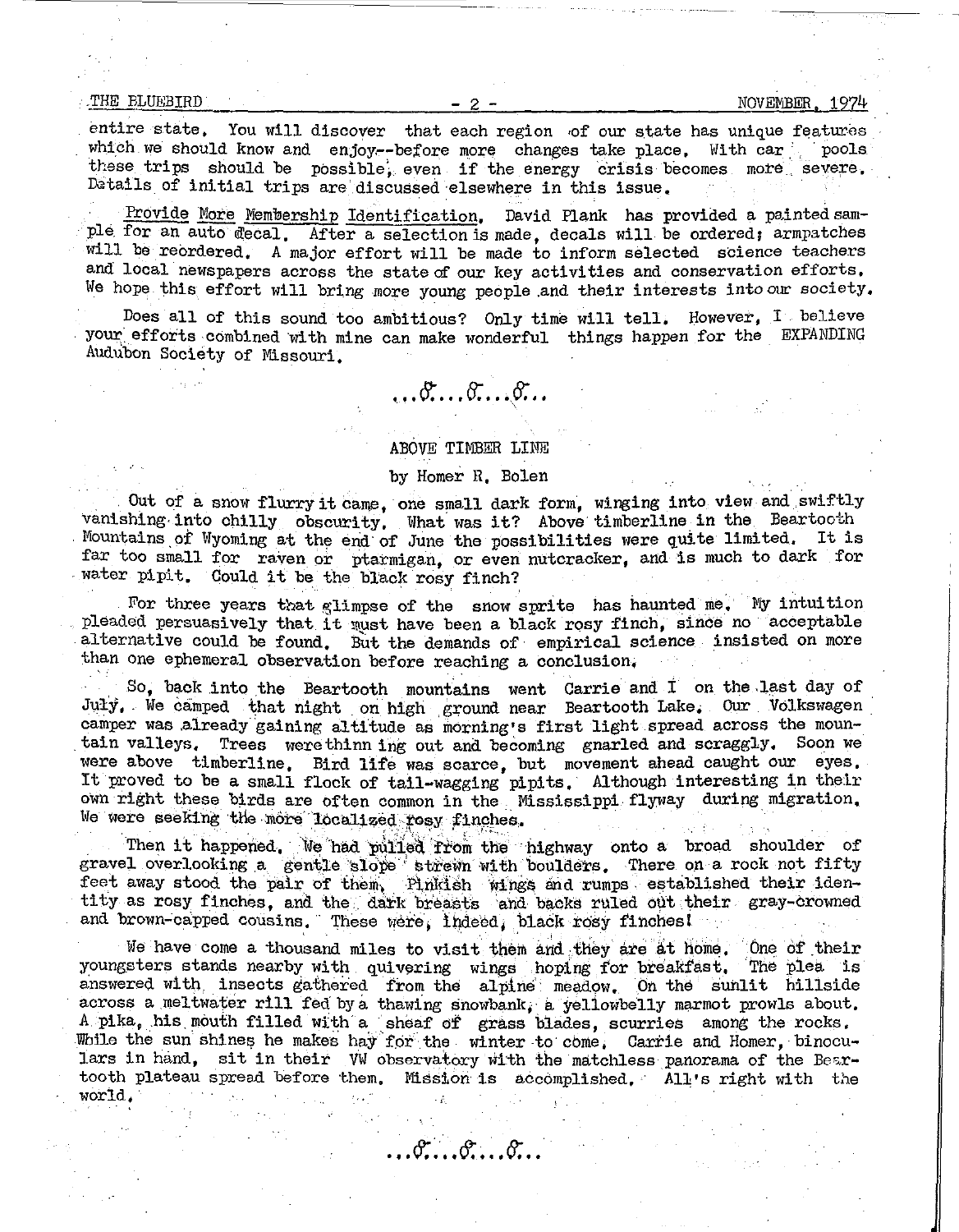entire state. You will discover that each region of our state has unique features which we should know and enjoy--before more changes take place. With car pools these trips should be possible, even if the energy crisis becomes more severe. Details of initial trips are discussed elsewhere in this issue.

Provide More Membership Identification. David Plank has provided a painted sample for an auto decal. After a selection is made, decals will be ordered; armpatches will be reordered. A major effort will be made to inform selected science teachers and local newspapers across the state of our key activities and conservation efforts. We hope this effort will bring more young people and their interests into our society.

Does all of this sound too ambitious? Only time will tell. However, I believe your efforts combined with mine can make wonderful things happen for the EXPANDING Audubon Society of Missouri.

...♂...♂...♂...

## ABOVE TIMBER LINE

by Homer R. Bolen

Out of a snow flurry it came, one small dark form, winging into view and swiftly vanishing into chilly obscurity. What was it? Above timberline in the Beartooth Mountains of Wyoming at the end of June the possibilities were quite limited. It is far too small for raven or ptarmigan, or even nutcracker, and is much to dark for water pipit. Could it be the black rosy finch?

For three years that glimpse of the snow sprite has haunted me. My intuition pleaded persuasively that it must have been a black rosy finch, since no acceptable alternative could be found. But the demands of empirical science insisted on more than one ephemeral observation before reaching a conclusion.

So, back into the Beartooth mountains went Carrie and I on the last day of July. We camped that night on high ground near Beartooth Lake. Our Volkswagen camper was already gaining altitude as morning's first light spread across the mountain valleys. Trees were thinning out and becoming gnarled and scraggly. Soon we were above timberline. Bird life was scarce, but movement ahead caught our eyes. It proved to be a small flock of tail-wagging pipits. Although interesting in their own right these birds are often common in the Mississippi flyway during migration. We were seeking the more localized rosy finches.

Then it happened. We had pulled from the highway onto a broad shoulder of gravel overlooking a gentle slope strewn with boulders. There on a rock not fifty feet away stood the pair of them. Pinkish wings and rumps established their identity as rosy finches, and the dark breasts and backs ruled out their gray-crowned and brown-capped cousins. These were, indeed, black rosy finches!

We have come a thousand miles to visit them and they are at home. One of their youngsters stands nearby with quivering wings hoping for breakfast. The plea is answered with insects gathered from the alpine meadow. On the sunlit hillside across a meltwater rill fed by a thawing snowbank, a yellowbelly marmot prowls about. A pika, his mouth filled with a sheaf of grass blades, scurries among the rocks. While the sun shines he makes hay for the winter to come. Carrie and Homer, binoculars in hand, sit in their VW observatory with the matchless panorama of the Beartooth plateau spread before them. Mission is accomplished. All's right with the world.

...♂...♂...♂...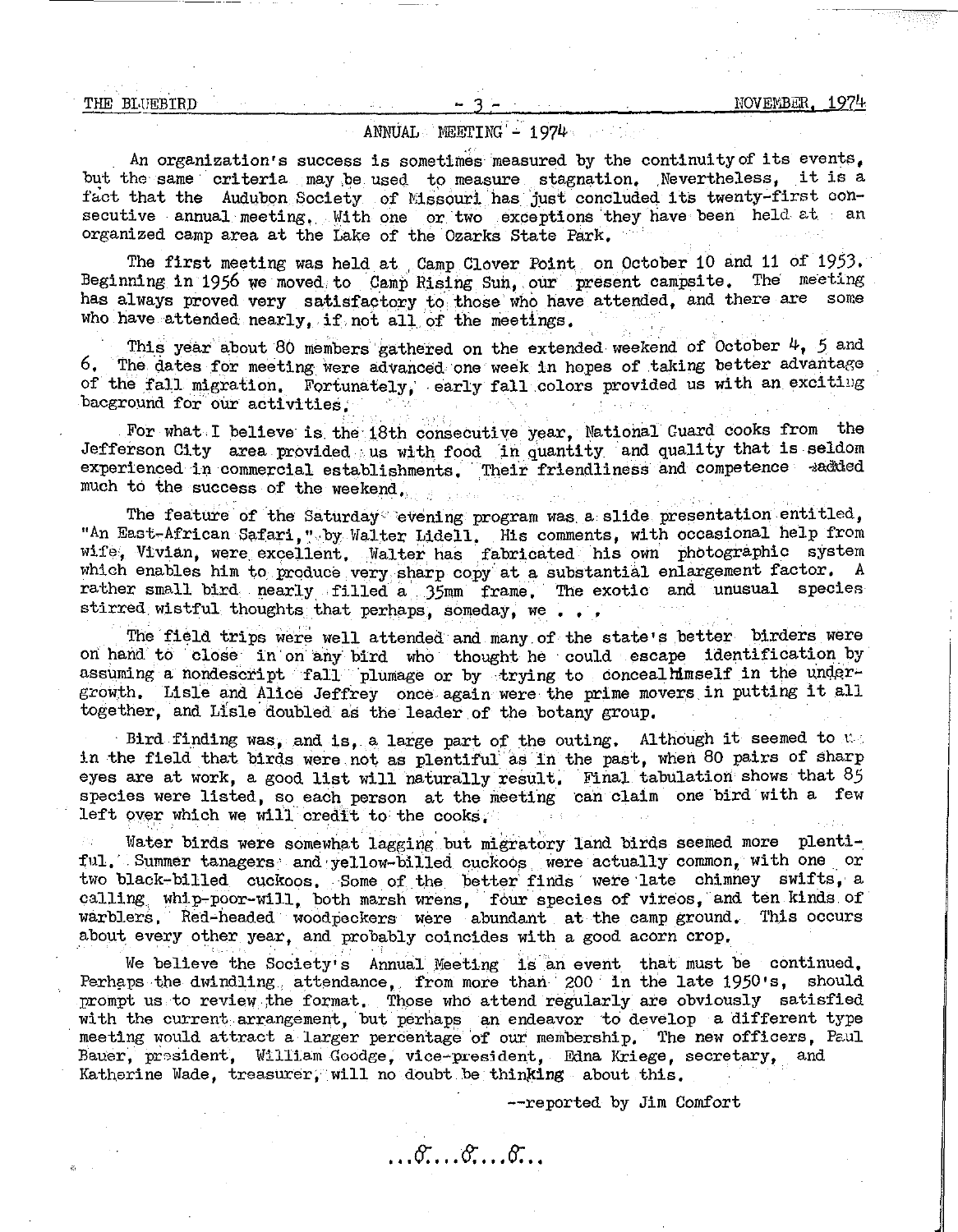## ANNUAL MEETING - 1974

An organization's success is sometimes measured by the continuity of its events, but the same criteria may be used to measure stagnation. Nevertheless, it is a fact that the Audubon Society of Missouri has just concluded its twenty-first consecutive annual meeting. With one or two exceptions they have been held at an organized camp area at the Lake of the Ozarks State Park.

The first meeting was held at Camp Clover Point on October 10 and 11 of 1953. Beginning in 1956 we moved to Camp Rising Sun, our present campsite. The meeting has always proved very satisfactory to those who have attended, and there are some who have attended nearly, if not all of the meetings.

This year about 80 members gathered on the extended weekend of October 4, 5 and 6. The dates for meeting were advanced one week in hopes of taking better advantage of the fall migration. Fortunately, early fall colors provided us with an exciting bacground for our activities.

For what I believe is the 18th consecutive year, National Guard cooks from the Jefferson City area provided us with food in quantity and quality that is seldom experienced in commercial establishments. Their friendliness and competence added much to the success of the weekend.

The feature of the Saturday evening program was a slide presentation entitled, "An East-African Safari," by Walter Lidell. His comments, with occasional help from wife, Vivian, were excellent. Walter has fabricated his own photographic system which enables him to produce very sharp copy at a substantial enlargement factor. A rather small bird nearly filled a 35mm frame. The exotic and unusual species stirred wistful thoughts that perhaps, someday, we . . .

The field trips were well attended and many of the state's better birders were on hand to close in on any bird who thought he could escape identification by assuming a nondescript fall plumage or by trying to conceal himself in the undergrowth. Lisle and Alice Jeffrey once again were the prime movers in putting it all together, and Lisle doubled as the leader of the botany group.

Bird finding was, and is, a large part of the outing. Although it seemed to us in the field that birds were not as plentiful as in the past, when 80 pairs of sharp eyes are at work, a good list will naturally result. Final tabulation shows that 85 species were listed, so each person at the meeting can claim one bird with a few left over which we will credit to the cooks.

Water birds were somewhat lagging but migratory land birds seemed more plentiful. Summer tanagers and yellow-billed cuckoos were actually common, with one or two black-billed cuckoos. Some of the better finds were late chimney swifts, a calling whip-poor-will, both marsh wrens, four species of vireos, and ten kinds of warblers. Red-headed woodpeckers were abundant at the camp ground. This occurs about every other year, and probably coincides with a good acorn crop.

We believe the Society's Annual Meeting is an event that must be continued. Perhaps the dwindling attendance, from more than 200 in the late 1950's, should prompt us to review the format. Those who attend regularly are obviously satisfied with the current arrangement, but perhaps an endeavor to develop a different type meeting would attract a larger percentage of our membership. The new officers, Paul Bauer, president, William Goodge, vice-president, Edna Kriege, secretary, and Katherine Wade, treasurer, will no doubt be thinking about this.

--reported by Jim Comfort

...δ...δ...δ...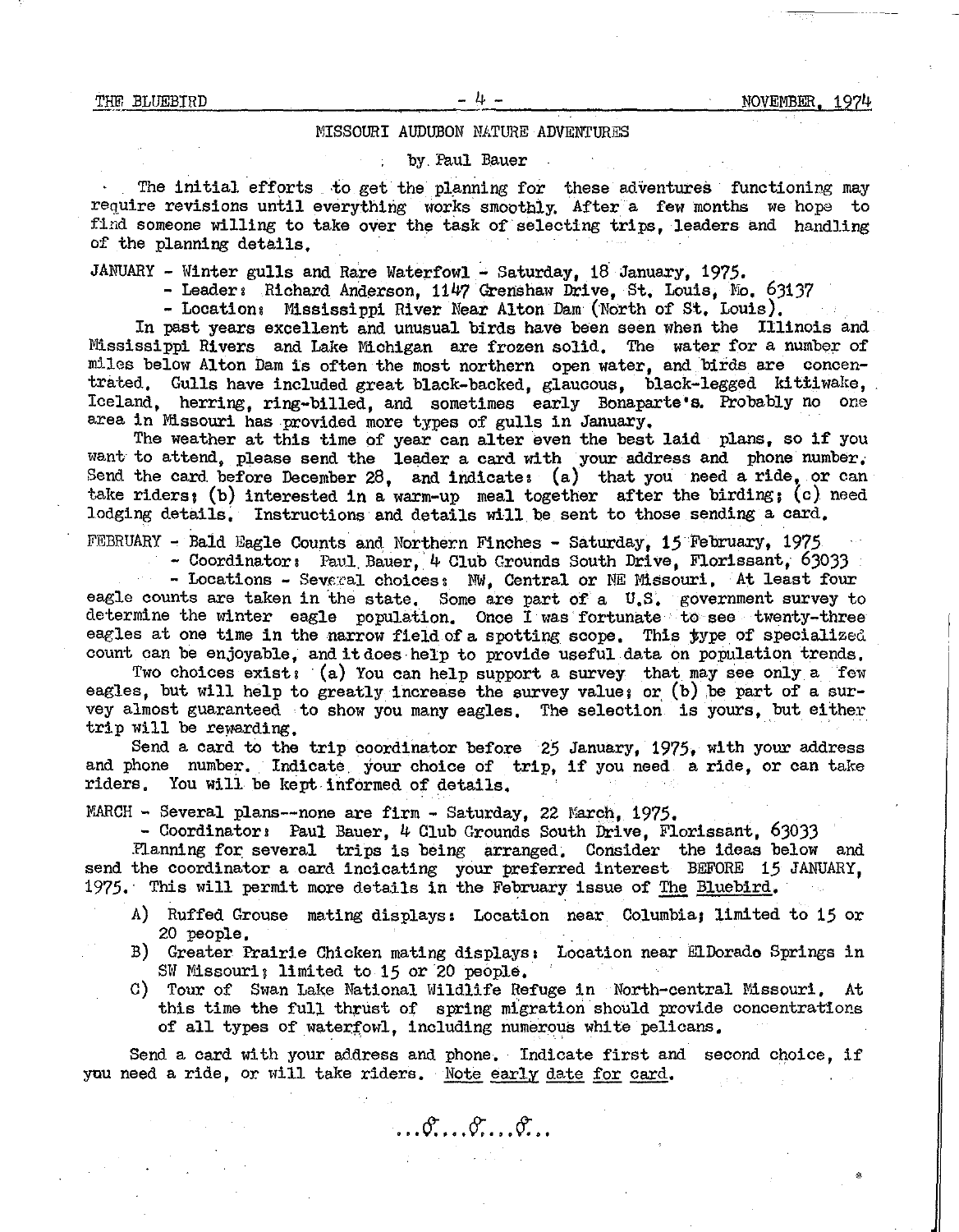## MISSOURI AUDUBON NATURE ADVENTURES

by Paul Bauer

The initial efforts to get the planning for these adventures functioning may require revisions until everything works smoothly. After a few months we hope to find someone willing to take over the task of selecting trips, leaders and handling of the planning details.

JANUARY - Winter gulls and Rare Waterfowl - Saturday, 18 January, 1975.
- Leader: Richard Anderson, 1147 Grenshaw Drive, St. Louis, Mo. 63137
- Location: Mississippi River Near Alton Dam (North of St. Louis).

In past years excellent and unusual birds have been seen when the Illinois and Mississippi Rivers and Lake Michigan are frozen solid. The water for a number of miles below Alton Dam is often the most northern open water, and birds are concentrated. Gulls have included great black-backed, glaucous, black-legged kittiwake, Iceland, herring, ring-billed, and sometimes early Bonaparte's. Probably no one area in Missouri has provided more types of gulls in January.

The weather at this time of year can alter even the best laid plans, so if you want to attend, please send the leader a card with your address and phone number. Send the card before December 28, and indicate: (a) that you need a ride, or can take riders; (b) interested in a warm-up meal together after the birding; (c) need lodging details. Instructions and details will be sent to those sending a card.

FEBRUARY - Bald Eagle Counts and Northern Finches - Saturday, 15 February, 1975
- Coordinator: Paul Bauer, 4 Club Grounds South Drive, Florissant, 63033
- Locations - Several choices: NW, Central or NE Missouri. At least four eagle counts are taken in the state. Some are part of a U.S. government survey to determine the winter eagle population. Once I was fortunate to see twenty-three eagles at one time in the narrow field of a spotting scope. This type of specialized count can be enjoyable, and it does help to provide useful data on population trends.

Two choices exist: (a) You can help support a survey that may see only a few eagles, but will help to greatly increase the survey value; or (b) be part of a survey almost guaranteed to show you many eagles. The selection is yours, but either trip will be rewarding.

Send a card to the trip coordinator before 25 January, 1975, with your address and phone number. Indicate your choice of trip, if you need a ride, or can take riders. You will be kept informed of details.

MARCH - Several plans--none are firm - Saturday, 22 March, 1975.
- Coordinator: Paul Bauer, 4 Club Grounds South Drive, Florissant, 63033

Planning for several trips is being arranged. Consider the ideas below and send the coordinator a card incicating your preferred interest BEFORE 15 JANUARY, 1975. This will permit more details in the February issue of The Bluebird.

A) Ruffed Grouse mating displays: Location near Columbia; limited to 15 or 20 people.
B) Greater Prairie Chicken mating displays: Location near ElDorado Springs in SW Missouri; limited to 15 or 20 people.
C) Tour of Swan Lake National Wildlife Refuge in North-central Missouri. At this time the full thrust of spring migration should provide concentrations of all types of waterfowl, including numerous white pelicans.

Send a card with your address and phone. Indicate first and second choice, if you need a ride, or will take riders. Note early date for card.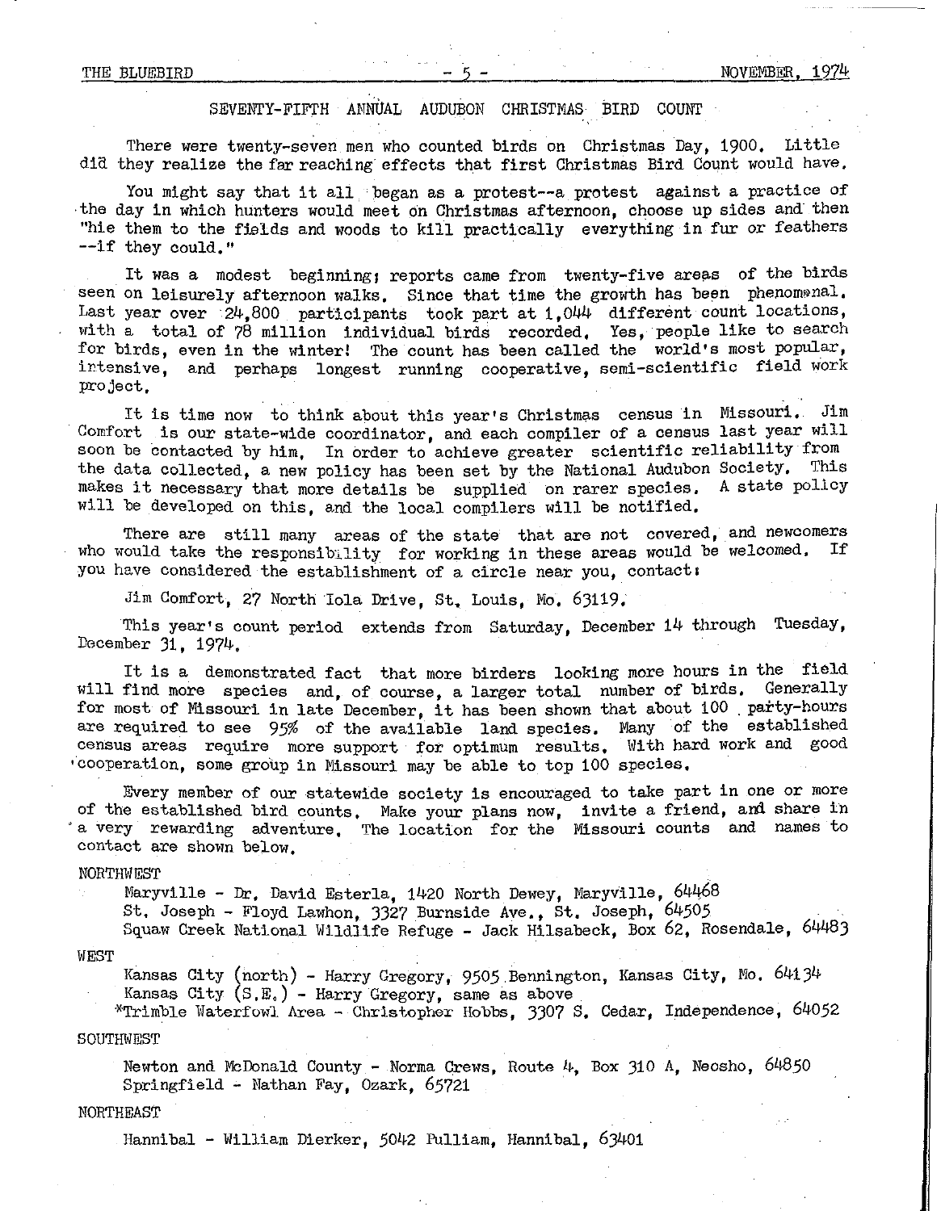## SEVENTY-FIFTH ANNUAL AUDUBON CHRISTMAS BIRD COUNT

There were twenty-seven men who counted birds on Christmas Day, 1900. Little did they realize the far reaching effects that first Christmas Bird Count would have.

You might say that it all began as a protest--a protest against a practice of the day in which hunters would meet on Christmas afternoon, choose up sides and then "hie them to the fields and woods to kill practically everything in fur or feathers --if they could."

It was a modest beginning; reports came from twenty-five areas of the birds seen on leisurely afternoon walks. Since that time the growth has been phenomenal. Last year over 24,800 participants took part at 1,044 different count locations, with a total of 78 million individual birds recorded. Yes, people like to search for birds, even in the winter! The count has been called the world's most popular, intensive, and perhaps longest running cooperative, semi-scientific field work project.

It is time now to think about this year's Christmas census in Missouri. Jim Comfort is our state-wide coordinator, and each compiler of a census last year will soon be contacted by him. In order to achieve greater scientific reliability from the data collected, a new policy has been set by the National Audubon Society. This makes it necessary that more details be supplied on rarer species. A state policy will be developed on this, and the local compilers will be notified.

There are still many areas of the state that are not covered, and newcomers who would take the responsibility for working in these areas would be welcomed. If you have considered the establishment of a circle near you, contact:

Jim Comfort, 27 North Iola Drive, St. Louis, Mo. 63119.

This year's count period extends from Saturday, December 14 through Tuesday, December 31, 1974.

It is a demonstrated fact that more birders looking more hours in the field will find more species and, of course, a larger total number of birds. Generally for most of Missouri in late December, it has been shown that about 100 party-hours are required to see 95% of the available land species. Many of the established census areas require more support for optimum results. With hard work and good cooperation, some group in Missouri may be able to top 100 species.

Every member of our statewide society is encouraged to take part in one or more of the established bird counts. Make your plans now, invite a friend, and share in a very rewarding adventure. The location for the Missouri counts and names to contact are shown below.

NORTHWEST

- Maryville - Dr. David Easterla, 1420 North Dewey, Maryville, 64468
- St. Joseph - Floyd Lawhon, 3327 Burnside Ave., St. Joseph, 64505
- Squaw Creek National Wildlife Refuge - Jack Hilsabeck, Box 62, Rosendale, 64483

WEST

- Kansas City (north) - Harry Gregory, 9505 Bennington, Kansas City, Mo. 64134
- Kansas City (S.E.) - Harry Gregory, same as above
- *Trimble Waterfowl Area - Christopher Hobbs, 3307 S. Cedar, Independence, 64052

SOUTHWEST

- Newton and McDonald County - Norma Crews, Route 4, Box 310 A, Neosho, 64850
- Springfield - Nathan Fay, Ozark, 65721

NORTHEAST

- Hannibal - William Dierker, 5042 Pulliam, Hannibal, 63401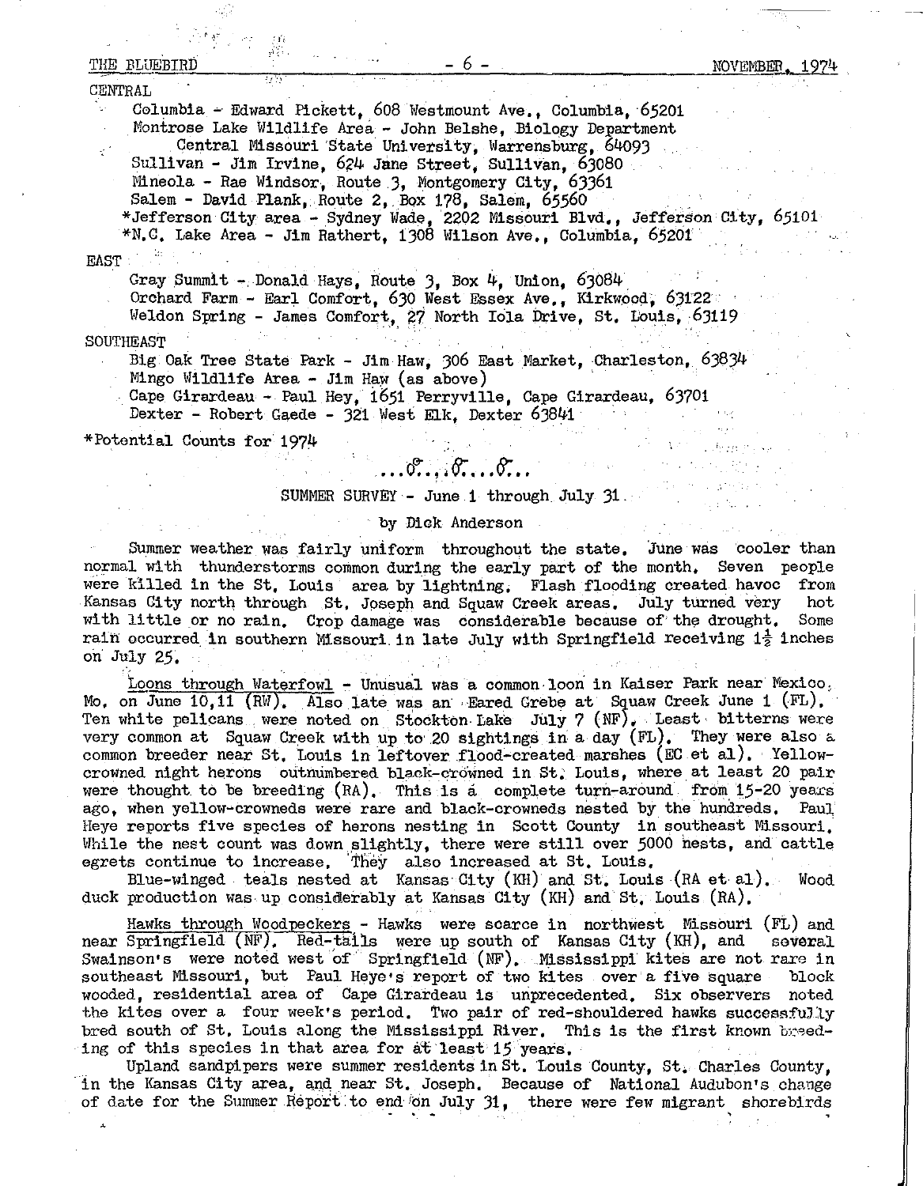CENTRAL

Columbia - Edward Pickett, 608 Westmount Ave., Columbia, 65201
Montrose Lake Wildlife Area - John Belshe, Biology Department
Central Missouri State University, Warrensburg, 64093
Sullivan - Jim Irvine, 624 Jane Street, Sullivan, 63080
Mineola - Rae Windsor, Route 3, Montgomery City, 63361
Salem - David Plank, Route 2, Box 178, Salem, 65560
*Jefferson City area - Sydney Wade, 2202 Missouri Blvd., Jefferson City, 65101
*N.C. Lake Area - Jim Rathert, 1308 Wilson Ave., Columbia, 65201

EAST

Gray Summit - Donald Hays, Route 3, Box 4, Union, 63084
Orchard Farm - Earl Comfort, 630 West Essex Ave., Kirkwood, 63122
Weldon Spring - James Comfort, 27 North Iola Drive, St. Louis, 63119

SOUTHEAST

Big Oak Tree State Park - Jim Haw, 306 East Market, Charleston, 63834
Mingo Wildlife Area - Jim Haw (as above)
Cape Girardeau - Paul Hey, 1651 Perryville, Cape Girardeau, 63701
Dexter - Robert Gaede - 321 West Elk, Dexter 63841

*Potential Counts for 1974

...♂...♂...♂...

## SUMMER SURVEY - June 1 through July 31

by Dick Anderson

Summer weather was fairly uniform throughout the state. June was cooler than normal with thunderstorms common during the early part of the month. Seven people were killed in the St. Louis area by lightning. Flash flooding created havoc from Kansas City north through St. Joseph and Squaw Creek areas. July turned very hot with little or no rain. Crop damage was considerable because of the drought. Some rain occurred in southern Missouri in late July with Springfield receiving 1½ inches on July 25.

Loons through Waterfowl - Unusual was a common loon in Kaiser Park near Mexico, Mo. on June 10,11 (RW). Also late was an Eared Grebe at Squaw Creek June 1 (FL). Ten white pelicans were noted on Stockton Lake July 7 (NF). Least bitterns were very common at Squaw Creek with up to 20 sightings in a day (FL). They were also a common breeder near St. Louis in leftover flood-created marshes (EC et al). Yellow-crowned night herons outnumbered black-crowned in St. Louis, where at least 20 pair were thought to be breeding (RA). This is a complete turn-around from 15-20 years ago, when yellow-crowneds were rare and black-crowneds nested by the hundreds. Paul Heye reports five species of herons nesting in Scott County in southeast Missouri. While the nest count was down slightly, there were still over 5000 nests, and cattle egrets continue to increase. They also increased at St. Louis.

Blue-winged teals nested at Kansas City (KH) and St. Louis (RA et al). Wood duck production was up considerably at Kansas City (KH) and St. Louis (RA).

Hawks through Woodpeckers - Hawks were scarce in northwest Missouri (FL) and near Springfield (NF). Red-tails were up south of Kansas City (KH), and several Swainson's were noted west of Springfield (NF). Mississippi kites are not rare in southeast Missouri, but Paul Heye's report of two kites over a five square block wooded, residential area of Cape Girardeau is unprecedented. Six observers noted the kites over a four week's period. Two pair of red-shouldered hawks successfully bred south of St. Louis along the Mississippi River. This is the first known breeding of this species in that area for at least 15 years.

Upland sandpipers were summer residents in St. Louis County, St. Charles County, in the Kansas City area, and near St. Joseph. Because of National Audubon's change of date for the Summer Report to end on July 31, there were few migrant shorebirds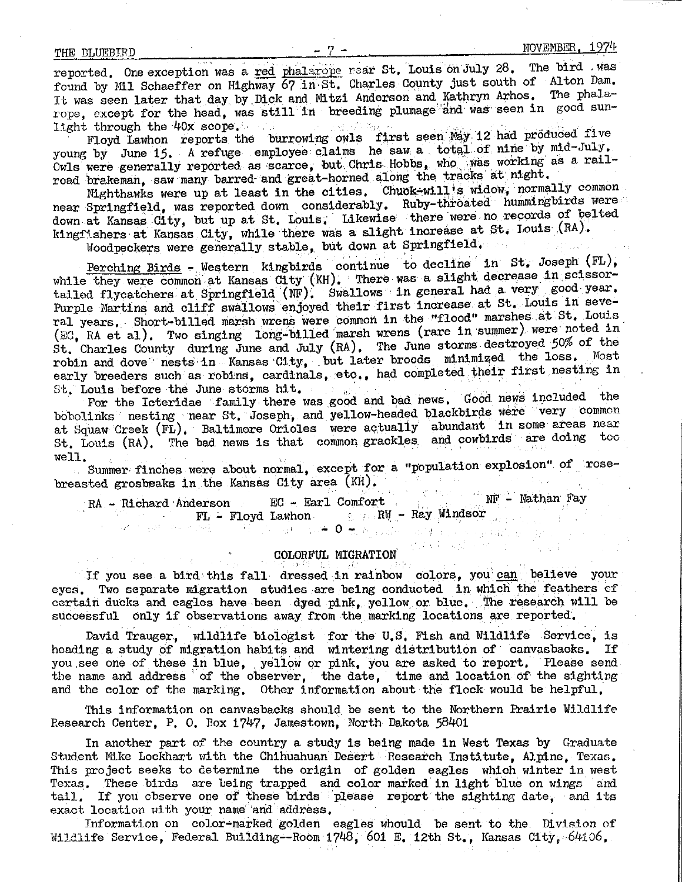reported. One exception was a red phalarope near St. Louis on July 28. The bird was found by Mil Schaeffer on Highway 67 in St. Charles County just south of Alton Dam. It was seen later that day by Dick and Mitzi Anderson and Kathryn Arhos. The phalarope, except for the head, was still in breeding plumage and was seen in good sunlight through the 40x scope.

Floyd Lawhon reports the burrowing owls first seen May 12 had produced five young by June 15. A refuge employee claims he saw a total of nine by mid-July. Owls were generally reported as scarce, but Chris Hobbs, who was working as a railroad brakeman, saw many barred and great-horned along the tracks at night.

Nighthawks were up at least in the cities. Chuck-will's widow, normally common near Springfield, was reported down considerably. Ruby-throated hummingbirds were down at Kansas City, but up at St. Louis. Likewise there were no records of belted kingfishers at Kansas City, while there was a slight increase at St. Louis (RA).

Woodpeckers were generally stable, but down at Springfield.

Perching Birds - Western kingbirds continue to decline in St. Joseph (FL), while they were common at Kansas City (KH). There was a slight decrease in scissor-tailed flycatchers at Springfield (NF). Swallows in general had a very good year. Purple Martins and cliff swallows enjoyed their first increase at St. Louis in several years. Short-billed marsh wrens were common in the "flood" marshes at St. Louis (EC, RA et al). Two singing long-billed marsh wrens (rare in summer) were noted in St. Charles County during June and July (RA). The June storms destroyed 50% of the robin and dove nests in Kansas City, but later broods minimized the loss. Most early breeders such as robins, cardinals, etc., had completed their first nesting in St. Louis before the June storms hit.

For the Icteridae family there was good and bad news. Good news included the bobolinks nesting near St. Joseph, and yellow-headed blackbirds were very common at Squaw Creek (FL). Baltimore Orioles were actually abundant in some areas near St. Louis (RA). The bad news is that common grackles and cowbirds are doing too well.

Summer finches were about normal, except for a "population explosion" of rose-breasted grosbeaks in the Kansas City area (KH).

RA - Richard Anderson EC - Earl Comfort NF - Nathan Fay
FL - Floyd Lawhon RW - Ray Windsor

- 0 -

## COLORFUL MIGRATION

If you see a bird this fall dressed in rainbow colors, you can believe your eyes. Two separate migration studies are being conducted in which the feathers of certain ducks and eagles have been dyed pink, yellow or blue. The research will be successful only if observations away from the marking locations are reported.

David Trauger, wildlife biologist for the U.S. Fish and Wildlife Service, is heading a study of migration habits and wintering distribution of canvasbacks. If you see one of these in blue, yellow or pink, you are asked to report. Please send the name and address of the observer, the date, time and location of the sighting and the color of the marking. Other information about the flock would be helpful.

This information on canvasbacks should be sent to the Northern Prairie Wildlife Research Center, P. O. Box 1747, Jamestown, North Dakota 58401

In another part of the country a study is being made in West Texas by Graduate Student Mike Lockhart with the Chihuahuan Desert Research Institute, Alpine, Texas. This project seeks to determine the origin of golden eagles which winter in west Texas. These birds are being trapped and color marked in light blue on wings and tail. If you observe one of these birds please report the sighting date, and its exact location with your name and address.

Information on color-marked golden eagles whould be sent to the Division of Wildlife Service, Federal Building--Room 1748, 601 E. 12th St., Kansas City, 64106.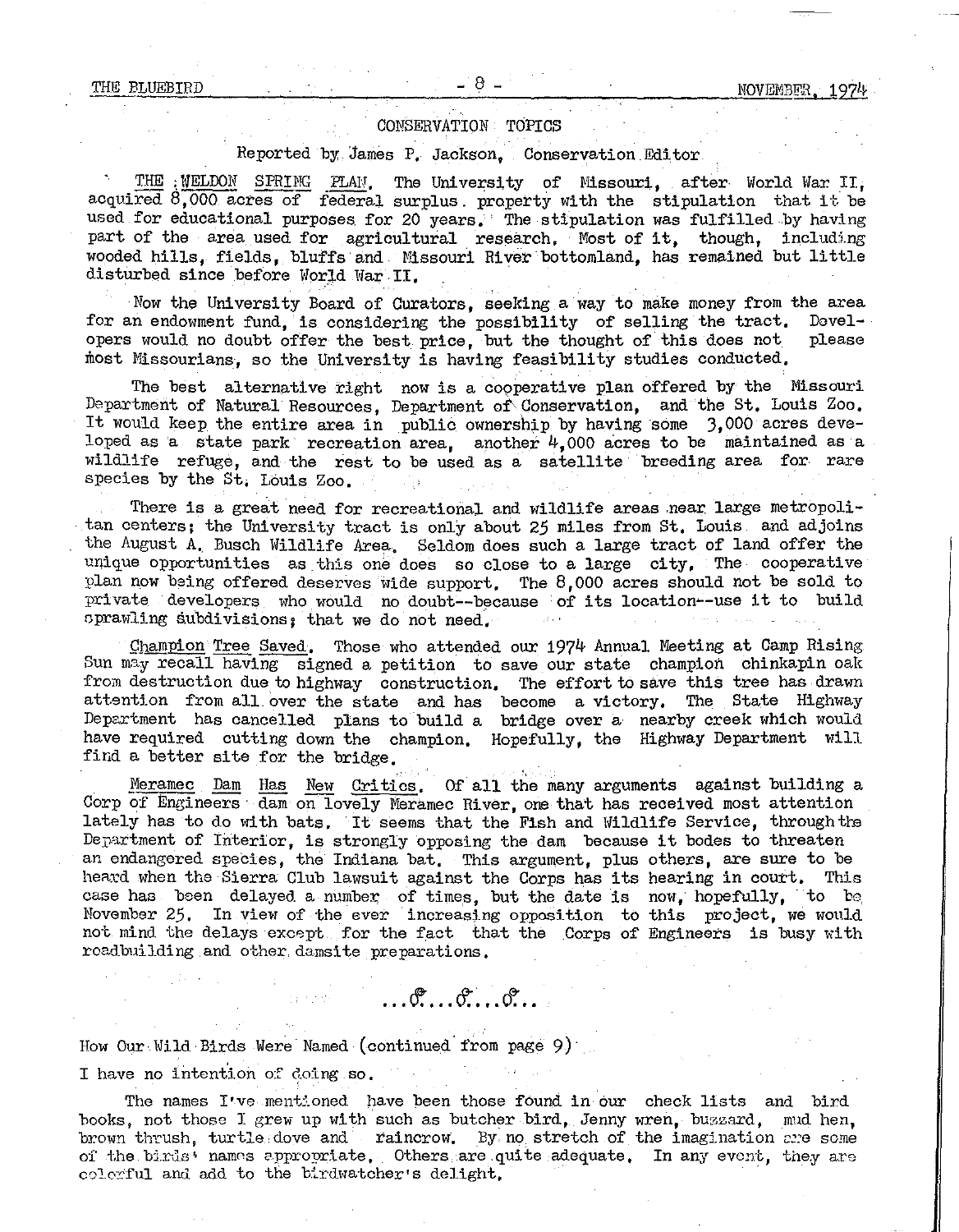## CONSERVATION TOPICS

Reported by James P. Jackson, Conservation Editor

THE WELDON SPRING PLAN. The University of Missouri, after World War II, acquired 8,000 acres of federal surplus property with the stipulation that it be used for educational purposes for 20 years. The stipulation was fulfilled by having part of the area used for agricultural research. Most of it, though, including wooded hills, fields, bluffs and Missouri River bottomland, has remained but little disturbed since before World War II.

Now the University Board of Curators, seeking a way to make money from the area for an endowment fund, is considering the possibility of selling the tract. Developers would no doubt offer the best price, but the thought of this does not please most Missourians, so the University is having feasibility studies conducted.

The best alternative right now is a cooperative plan offered by the Missouri Department of Natural Resources, Department of Conservation, and the St. Louis Zoo. It would keep the entire area in public ownership by having some 3,000 acres developed as a state park recreation area, another 4,000 acres to be maintained as a wildlife refuge, and the rest to be used as a satellite breeding area for rare species by the St. Louis Zoo.

There is a great need for recreational and wildlife areas near large metropolitan centers; the University tract is only about 25 miles from St. Louis and adjoins the August A. Busch Wildlife Area. Seldom does such a large tract of land offer the unique opportunities as this one does so close to a large city. The cooperative plan now being offered deserves wide support. The 8,000 acres should not be sold to private developers who would no doubt--because of its location--use it to build sprawling subdivisions; that we do not need.

Champion Tree Saved. Those who attended our 1974 Annual Meeting at Camp Rising Sun may recall having signed a petition to save our state champion chinkapin oak from destruction due to highway construction. The effort to save this tree has drawn attention from all over the state and has become a victory. The State Highway Department has cancelled plans to build a bridge over a nearby creek which would have required cutting down the champion. Hopefully, the Highway Department will find a better site for the bridge.

Meramec Dam Has New Critics. Of all the many arguments against building a Corp of Engineers dam on lovely Meramec River, one that has received most attention lately has to do with bats. It seems that the Fish and Wildlife Service, through the Department of Interior, is strongly opposing the dam because it bodes to threaten an endangered species, the Indiana bat. This argument, plus others, are sure to be heard when the Sierra Club lawsuit against the Corps has its hearing in court. This case has been delayed a number of times, but the date is now, hopefully, to be November 25. In view of the ever increasing opposition to this project, we would not mind the delays except for the fact that the Corps of Engineers is busy with roadbuilding and other damsite preparations.

...♂...♂...♂...

How Our Wild Birds Were Named (continued from page 9)

I have no intention of doing so.

The names I've mentioned have been those found in our check lists and bird books, not those I grew up with such as butcher bird, Jenny wren, buzzard, mud hen, brown thrush, turtle dove and raincrow. By no stretch of the imagination are some of the birds' names appropriate. Others are quite adequate. In any event, they are colorful and add to the birdwatcher's delight.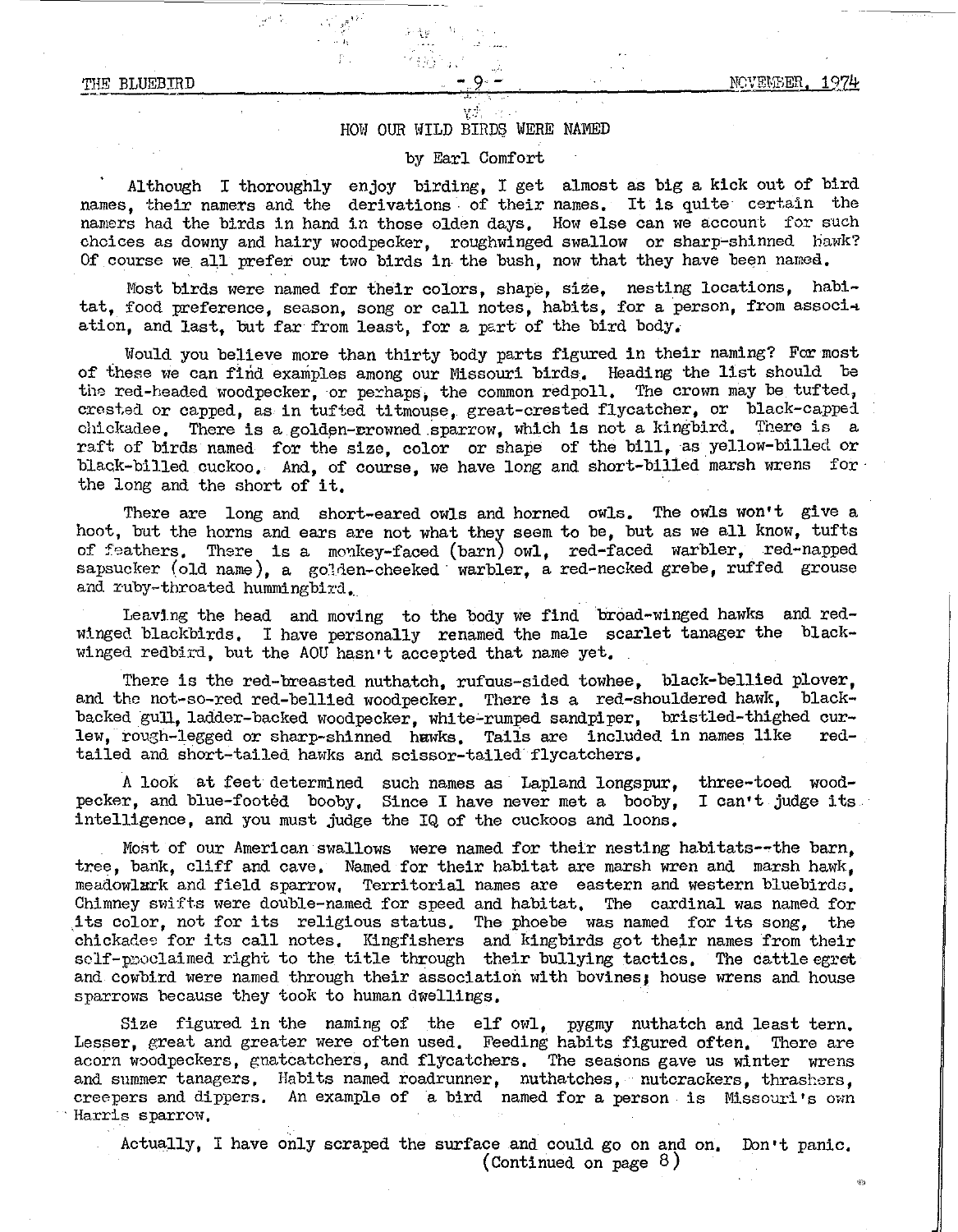## HOW OUR WILD BIRDS WERE NAMED

by Earl Comfort

Although I thoroughly enjoy birding, I get almost as big a kick out of bird names, their namers and the derivations of their names. It is quite certain the namers had the birds in hand in those olden days. How else can we account for such choices as downy and hairy woodpecker, roughwinged swallow or sharp-shinned hawk? Of course we all prefer our two birds in the bush, now that they have been named.

Most birds were named for their colors, shape, size, nesting locations, habitat, food preference, season, song or call notes, habits, for a person, from association, and last, but far from least, for a part of the bird body.

Would you believe more than thirty body parts figured in their naming? For most of these we can find examples among our Missouri birds. Heading the list should be the red-headed woodpecker, or perhaps, the common redpoll. The crown may be tufted, crested or capped, as in tufted titmouse, great-crested flycatcher, or black-capped chickadee. There is a golden-crowned sparrow, which is not a kingbird. There is a raft of birds named for the size, color or shape of the bill, as yellow-billed or black-billed cuckoo. And, of course, we have long and short-billed marsh wrens for the long and the short of it.

There are long and short-eared owls and horned owls. The owls won't give a hoot, but the horns and ears are not what they seem to be, but as we all know, tufts of feathers. There is a monkey-faced (barn) owl, red-faced warbler, red-napped sapsucker (old name), a golden-cheeked warbler, a red-necked grebe, ruffed grouse and ruby-throated hummingbird.

Leaving the head and moving to the body we find broad-winged hawks and red-winged blackbirds. I have personally renamed the male scarlet tanager the black-winged redbird, but the AOU hasn't accepted that name yet.

There is the red-breasted nuthatch, rufous-sided towhee, black-bellied plover, and the not-so-red red-bellied woodpecker. There is a red-shouldered hawk, black-backed gull, ladder-backed woodpecker, white-rumped sandpiper, bristled-thighed curlew, rough-legged or sharp-shinned hawks. Tails are included in names like red-tailed and short-tailed hawks and scissor-tailed flycatchers.

A look at feet determined such names as Lapland longspur, three-toed woodpecker, and blue-footed booby. Since I have never met a booby, I can't judge its intelligence, and you must judge the IQ of the cuckoos and loons.

Most of our American swallows were named for their nesting habitats--the barn, tree, bank, cliff and cave. Named for their habitat are marsh wren and marsh hawk, meadowlark and field sparrow. Territorial names are eastern and western bluebirds. Chimney swifts were double-named for speed and habitat. The cardinal was named for its color, not for its religious status. The phoebe was named for its song, the chickadee for its call notes. Kingfishers and kingbirds got their names from their self-proclaimed right to the title through their bullying tactics. The cattle egret and cowbird were named through their association with bovines; house wrens and house sparrows because they took to human dwellings.

Size figured in the naming of the elf owl, pygmy nuthatch and least tern. Lesser, great and greater were often used. Feeding habits figured often. There are acorn woodpeckers, gnatcatchers, and flycatchers. The seasons gave us winter wrens and summer tanagers. Habits named roadrunner, nuthatches, nutcrackers, thrashers, creepers and dippers. An example of a bird named for a person is Missouri's own Harris sparrow.

Actually, I have only scraped the surface and could go on and on. Don't panic.

(Continued on page 8)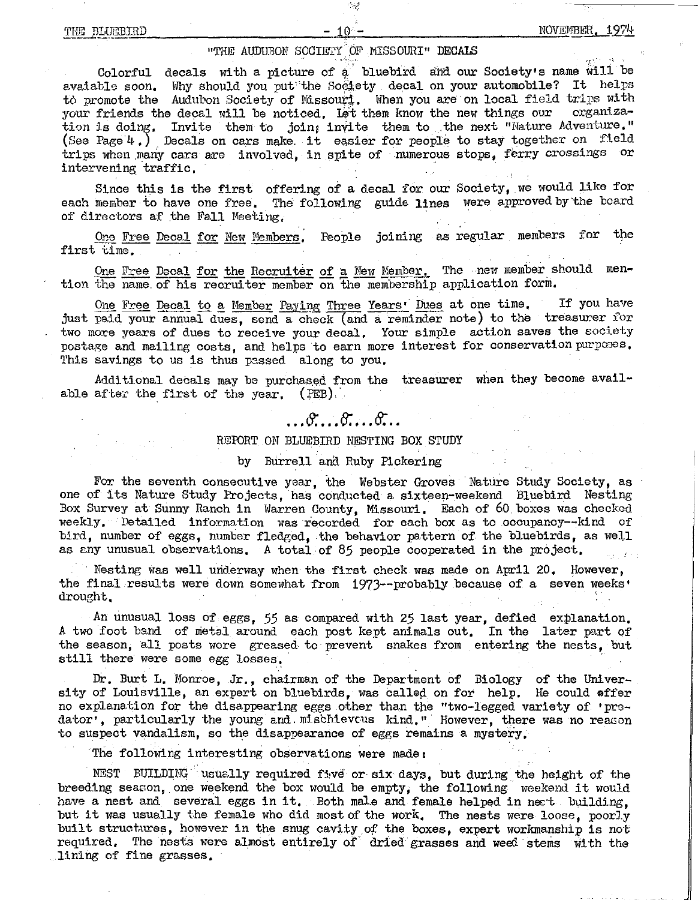## "THE AUDUBON SOCIETY OF MISSOURI" DECALS

Colorful decals with a picture of a bluebird and our Society's name will be avaiable soon. Why should you put the Society decal on your automobile? It helps to promote the Audubon Society of Missouri. When you are on local field trips with your friends the decal will be noticed. Let them know the new things our organization is doing. Invite them to join; invite them to the next "Nature Adventure." (See Page 4.) Decals on cars make it easier for people to stay together on field trips when many cars are involved, in spite of numerous stops, ferry crossings or intervening traffic.

Since this is the first offering of a decal for our Society, we would like for each member to have one free. The following guide lines were approved by the board of directors at the Fall Meeting.

One Free Decal for New Members. People joining as regular members for the first time.

One Free Decal for the Recruiter of a New Member. The new member should mention the name of his recruiter member on the membership application form.

One Free Decal to a Member Paying Three Years' Dues at one time. If you have just paid your annual dues, send a check (and a reminder note) to the treasurer for two more years of dues to receive your decal. Your simple action saves the society postage and mailing costs, and helps to earn more interest for conservation purposes. This savings to us is thus passed along to you.

Additional decals may be purchased from the treasurer when they become available after the first of the year. (PEB)

...♪...♪...♪...

## REPORT ON BLUEBIRD NESTING BOX STUDY

by Burrell and Ruby Pickering

For the seventh consecutive year, the Webster Groves Nature Study Society, as one of its Nature Study Projects, has conducted a sixteen-weekend Bluebird Nesting Box Survey at Sunny Ranch in Warren County, Missouri. Each of 60 boxes was checked weekly. Detailed information was recorded for each box as to occupancy--kind of bird, number of eggs, number fledged, the behavior pattern of the bluebirds, as well as any unusual observations. A total of 85 people cooperated in the project.

Nesting was well underway when the first check was made on April 20. However, the final results were down somewhat from 1973--probably because of a seven weeks' drought.

An unusual loss of eggs, 55 as compared with 25 last year, defied explanation. A two foot band of metal around each post kept animals out. In the later part of the season, all posts were greased to prevent snakes from entering the nests, but still there were some egg losses.

Dr. Burt L. Monroe, Jr., chairman of the Department of Biology of the University of Louisville, an expert on bluebirds, was called on for help. He could offer no explanation for the disappearing eggs other than the "two-legged variety of 'predator', particularly the young and mischievous kind." However, there was no reason to suspect vandalism, so the disappearance of eggs remains a mystery.

The following interesting observations were made:

NEST BUILDING usually required five or six days, but during the height of the breeding season, one weekend the box would be empty, the following weekend it would have a nest and several eggs in it. Both male and female helped in nest building, but it was usually the female who did most of the work. The nests were loose, poorly built structures, however in the snug cavity of the boxes, expert workmanship is not required. The nests were almost entirely of dried grasses and weed stems with the lining of fine grasses.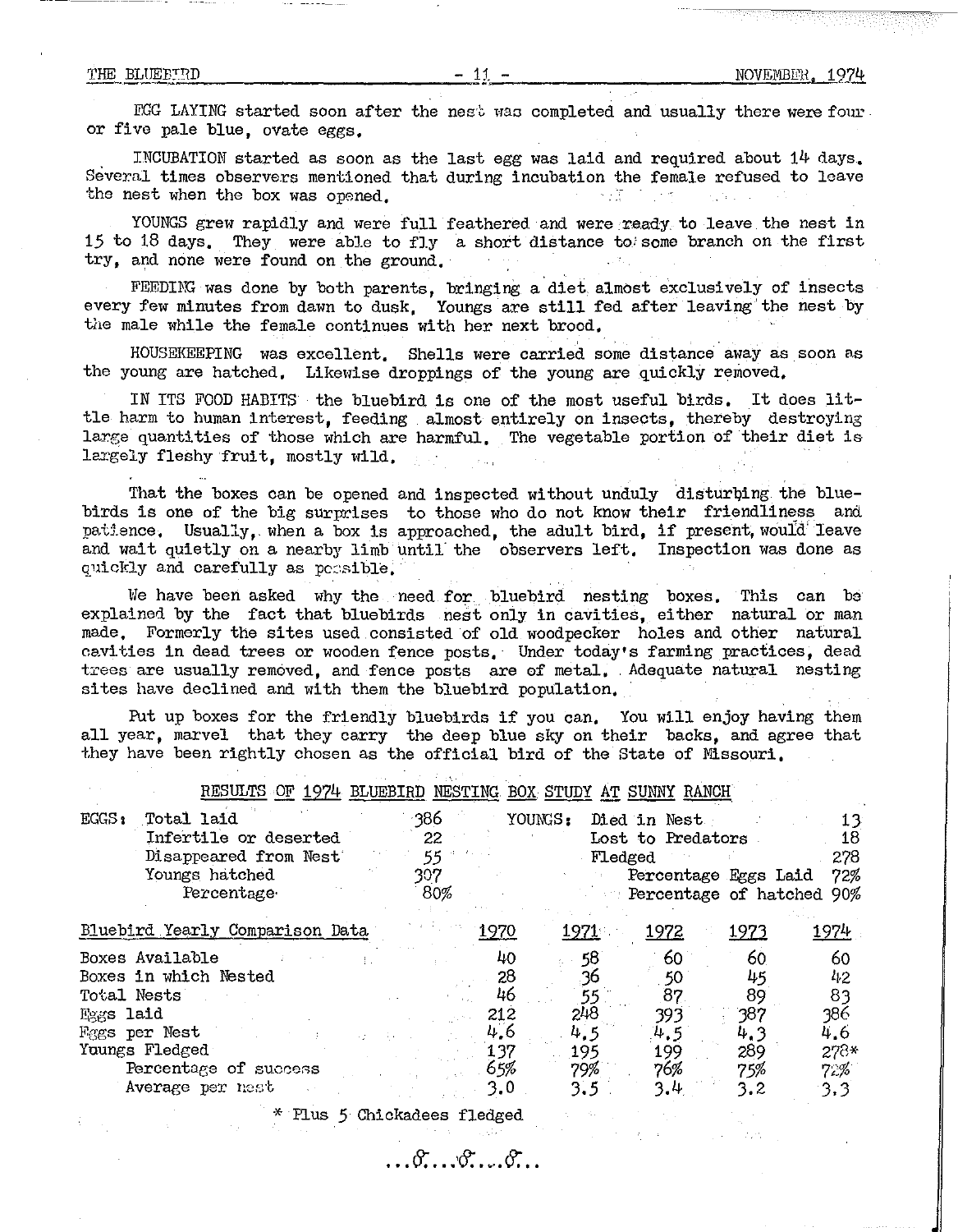EGG LAYING started soon after the nest was completed and usually there were four or five pale blue, ovate eggs.

INCUBATION started as soon as the last egg was laid and required about 14 days. Several times observers mentioned that during incubation the female refused to leave the nest when the box was opened.

YOUNGS grew rapidly and were full feathered and were ready to leave the nest in 15 to 18 days. They were able to fly a short distance to some branch on the first try, and none were found on the ground.

FEEDING was done by both parents, bringing a diet almost exclusively of insects every few minutes from dawn to dusk. Youngs are still fed after leaving the nest by the male while the female continues with her next brood.

HOUSEKEEPING was excellent. Shells were carried some distance away as soon as the young are hatched. Likewise droppings of the young are quickly removed.

IN ITS FOOD HABITS the bluebird is one of the most useful birds. It does little harm to human interest, feeding almost entirely on insects, thereby destroying large quantities of those which are harmful. The vegetable portion of their diet is largely fleshy fruit, mostly wild.

That the boxes can be opened and inspected without unduly disturbing the bluebirds is one of the big surprises to those who do not know their friendliness and patience. Usually, when a box is approached, the adult bird, if present, would leave and wait quietly on a nearby limb until the observers left. Inspection was done as quickly and carefully as possible.

We have been asked why the need for bluebird nesting boxes. This can be explained by the fact that bluebirds nest only in cavities, either natural or man made. Formerly the sites used consisted of old woodpecker holes and other natural cavities in dead trees or wooden fence posts. Under today's farming practices, dead trees are usually removed, and fence posts are of metal. Adequate natural nesting sites have declined and with them the bluebird population.

Put up boxes for the friendly bluebirds if you can. You will enjoy having them all year, marvel that they carry the deep blue sky on their backs, and agree that they have been rightly chosen as the official bird of the State of Missouri.

RESULTS OF 1974 BLUEBIRD NESTING BOX STUDY AT SUNNY RANCH

| EGGS: | | YOUNGS: | |
|---|---|---|---|
| Total laid | 386 | Died in Nest | 13 |
| Infertile or deserted | 22 | Lost to Predators | 18 |
| Disappeared from Nest | 55 | Fledged | 278 |
| Youngs hatched | 307 | Percentage Eggs Laid | 72% |
| Percentage | 80% | Percentage of hatched | 90% |

| Bluebird Yearly Comparison Data | 1970 | 1971 | 1972 | 1973 | 1974 |
|---|---|---|---|---|---|
| Boxes Available | 40 | 58 | 60 | 60 | 60 |
| Boxes in which Nested | 28 | 36 | 50 | 45 | 42 |
| Total Nests | 46 | 55 | 87 | 89 | 83 |
| Eggs laid | 212 | 248 | 393 | 387 | 386 |
| Eggs per Nest | 4.6 | 4.5 | 4.5 | 4.3 | 4.6 |
| Youngs Fledged | 137 | 195 | 199 | 289 | 278* |
| Percentage of success | 65% | 79% | 76% | 75% | 72% |
| Average per nest | 3.0 | 3.5 | 3.4 | 3.2 | 3.3 |

\* Plus 5 Chickadees fledged

...δ...δ...δ...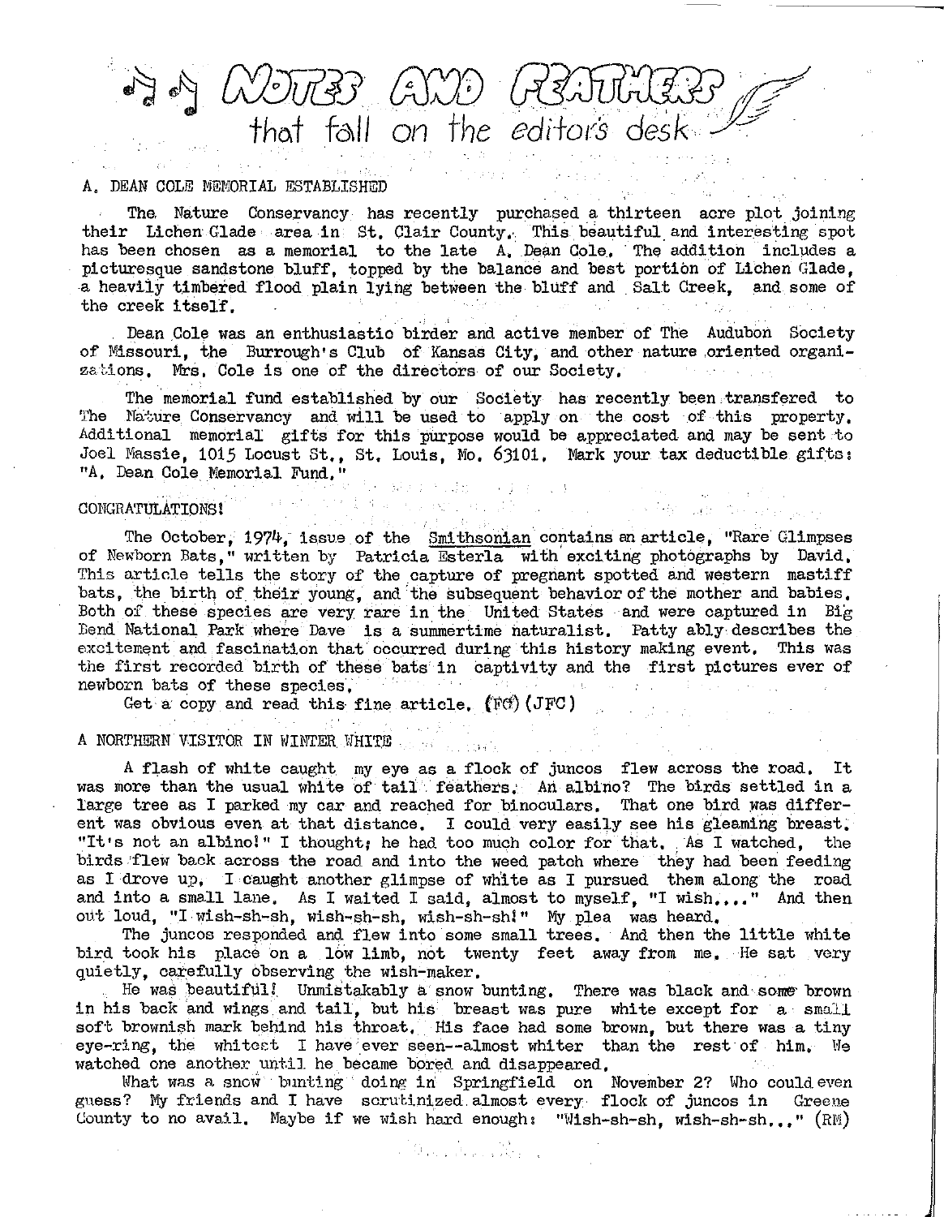# NOTES AND FEATHERS that fall on the editor's desk

## A. DEAN COLE MEMORIAL ESTABLISHED

The Nature Conservancy has recently purchased a thirteen acre plot joining their Lichen Glade area in St. Clair County. This beautiful and interesting spot has been chosen as a memorial to the late A. Dean Cole. The addition includes a picturesque sandstone bluff, topped by the balance and best portion of Lichen Glade, a heavily timbered flood plain lying between the bluff and Salt Creek, and some of the creek itself.

Dean Cole was an enthusiastic birder and active member of The Audubon Society of Missouri, the Burrough's Club of Kansas City, and other nature oriented organizations. Mrs. Cole is one of the directors of our Society.

The memorial fund established by our Society has recently been transfered to The Nature Conservancy and will be used to apply on the cost of this property. Additional memorial gifts for this purpose would be appreciated and may be sent to Joel Massie, 1015 Locust St., St. Louis, Mo. 63101. Mark your tax deductible gifts: "A. Dean Cole Memorial Fund."

## CONGRATULATIONS!

The October, 1974, issue of the Smithsonian contains an article, "Rare Glimpses of Newborn Bats," written by Patricia Esterla with exciting photographs by David. This article tells the story of the capture of pregnant spotted and western mastiff bats, the birth of their young, and the subsequent behavior of the mother and babies. Both of these species are very rare in the United States and were captured in Big Bend National Park where Dave is a summertime naturalist. Patty ably describes the excitement and fascination that occurred during this history making event. This was the first recorded birth of these bats in captivity and the first pictures ever of newborn bats of these species.

Get a copy and read this fine article. (FC) (JFC)

## A NORTHERN VISITOR IN WINTER WHITE

A flash of white caught my eye as a flock of juncos flew across the road. It was more than the usual white of tail feathers. An albino? The birds settled in a large tree as I parked my car and reached for binoculars. That one bird was different was obvious even at that distance. I could very easily see his gleaming breast. "It's not an albino!" I thought; he had too much color for that. As I watched, the birds flew back across the road and into the weed patch where they had been feeding as I drove up. I caught another glimpse of white as I pursued them along the road and into a small lane. As I waited I said, almost to myself, "I wish...." And then out loud, "I wish-sh-sh, wish-sh-sh, wish-sh-sh!" My plea was heard.

The juncos responded and flew into some small trees. And then the little white bird took his place on a low limb, not twenty feet away from me. He sat very quietly, carefully observing the wish-maker.

He was beautiful! Unmistakably a snow bunting. There was black and some brown in his back and wings and tail, but his breast was pure white except for a small soft brownish mark behind his throat. His face had some brown, but there was a tiny eye-ring, the whitest I have ever seen--almost whiter than the rest of him. We watched one another until he became bored and disappeared.

What was a snow bunting doing in Springfield on November 2? Who could even guess? My friends and I have scrutinized almost every flock of juncos in Greene County to no avail. Maybe if we wish hard enough: "Wish-sh-sh, wish-sh-sh..." (RM)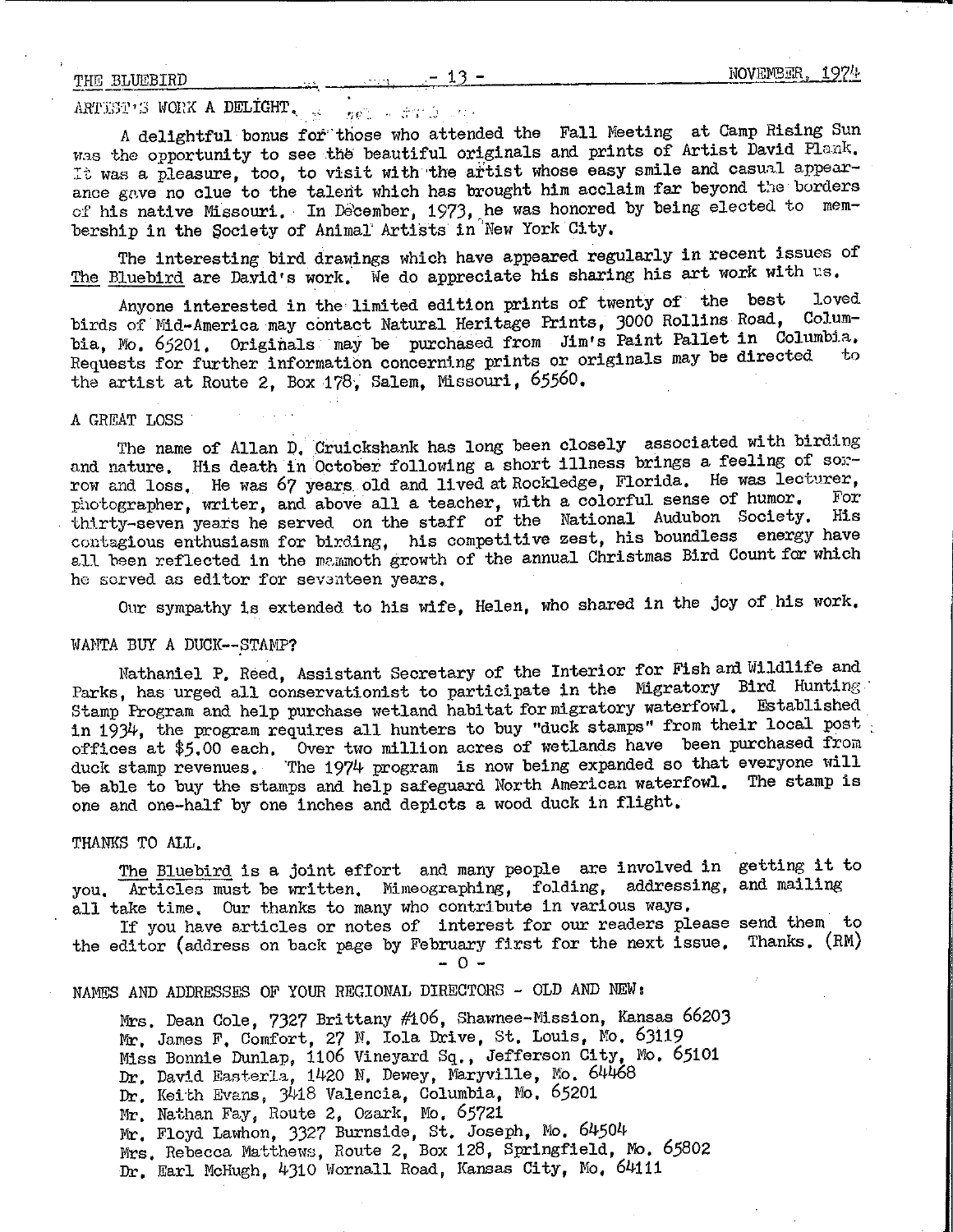## ARTIST'S WORK A DELIGHT.

A delightful bonus for those who attended the Fall Meeting at Camp Rising Sun was the opportunity to see the beautiful originals and prints of Artist David Plank. It was a pleasure, too, to visit with the artist whose easy smile and casual appearance gave no clue to the talent which has brought him acclaim far beyond the borders of his native Missouri. In December, 1973, he was honored by being elected to membership in the Society of Animal Artists in New York City.

The interesting bird drawings which have appeared regularly in recent issues of The Bluebird are David's work. We do appreciate his sharing his art work with us.

Anyone interested in the limited edition prints of twenty of the best loved birds of Mid-America may contact Natural Heritage Prints, 3000 Rollins Road, Columbia, Mo. 65201. Originals may be purchased from Jim's Paint Pallet in Columbia. Requests for further information concerning prints or originals may be directed to the artist at Route 2, Box 178, Salem, Missouri, 65560.

## A GREAT LOSS

The name of Allan D. Cruickshank has long been closely associated with birding and nature. His death in October following a short illness brings a feeling of sorrow and loss. He was 67 years old and lived at Rockledge, Florida. He was lecturer, photographer, writer, and above all a teacher, with a colorful sense of humor. For thirty-seven years he served on the staff of the National Audubon Society. His contagious enthusiasm for birding, his competitive zest, his boundless energy have all been reflected in the mammoth growth of the annual Christmas Bird Count for which he served as editor for seventeen years.

Our sympathy is extended to his wife, Helen, who shared in the joy of his work.

## WANTA BUY A DUCK--STAMP?

Nathaniel P. Reed, Assistant Secretary of the Interior for Fish and Wildlife and Parks, has urged all conservationist to participate in the Migratory Bird Hunting Stamp Program and help purchase wetland habitat for migratory waterfowl. Established in 1934, the program requires all hunters to buy "duck stamps" from their local post offices at $5.00 each. Over two million acres of wetlands have been purchased from duck stamp revenues. The 1974 program is now being expanded so that everyone will be able to buy the stamps and help safeguard North American waterfowl. The stamp is one and one-half by one inches and depicts a wood duck in flight.

## THANKS TO ALL.

The Bluebird is a joint effort and many people are involved in getting it to you. Articles must be written. Mimeographing, folding, addressing, and mailing all take time. Our thanks to many who contribute in various ways.

If you have articles or notes of interest for our readers please send them to the editor (address on back page by February first for the next issue. Thanks. (RM)

- 0 -

## NAMES AND ADDRESSES OF YOUR REGIONAL DIRECTORS - OLD AND NEW:

Mrs. Dean Cole, 7327 Brittany #106, Shawnee-Mission, Kansas 66203
Mr. James F. Comfort, 27 N. Iola Drive, St. Louis, Mo. 63119
Miss Bonnie Dunlap, 1106 Vineyard Sq., Jefferson City, Mo. 65101
Dr. David Easterla, 1420 N. Dewey, Maryville, Mo. 64468
Dr. Keith Evans, 3418 Valencia, Columbia, Mo. 65201
Mr. Nathan Fay, Route 2, Ozark, Mo. 65721
Mr. Floyd Lawhon, 3327 Burnside, St. Joseph, Mo. 64504
Mrs. Rebecca Matthews, Route 2, Box 128, Springfield, Mo. 65802
Dr. Earl McHugh, 4310 Wornall Road, Kansas City, Mo. 64111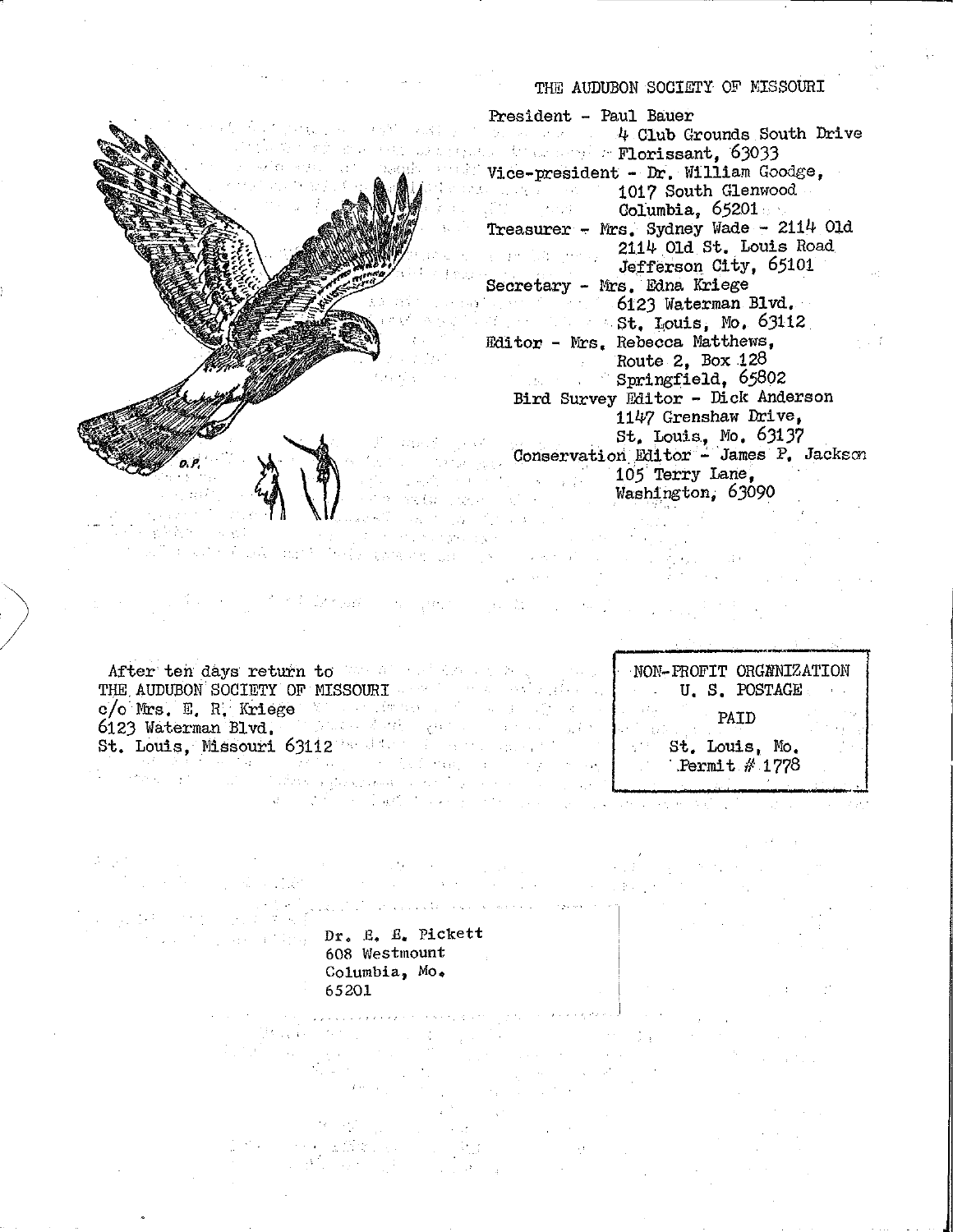THE AUDUBON SOCIETY OF MISSOURI

President - Paul Bauer
4 Club Grounds South Drive
Florissant, 63033

Vice-president - Dr. William Goodge,
1017 South Glenwood
Columbia, 65201

Treasurer - Mrs. Sydney Wade - 2114 Old
2114 Old St. Louis Road
Jefferson City, 65101

Secretary - Mrs. Edna Kriege
6123 Waterman Blvd.
St. Louis, Mo. 63112

Editor - Mrs. Rebecca Matthews,
Route 2, Box 128
Springfield, 65802

Bird Survey Editor - Dick Anderson
1147 Grenshaw Drive,
St. Louis, Mo. 63137

Conservation Editor - James P. Jackson
105 Terry Lane,
Washington, 63090

After ten days return to
THE AUDUBON SOCIETY OF MISSOURI
c/o Mrs. E. R. Kriege
6123 Waterman Blvd.
St. Louis, Missouri 63112

NON-PROFIT ORGANIZATION
U. S. POSTAGE
PAID
St. Louis, Mo.
Permit # 1778

Dr. E. E. Pickett
608 Westmount
Columbia, Mo.
65201